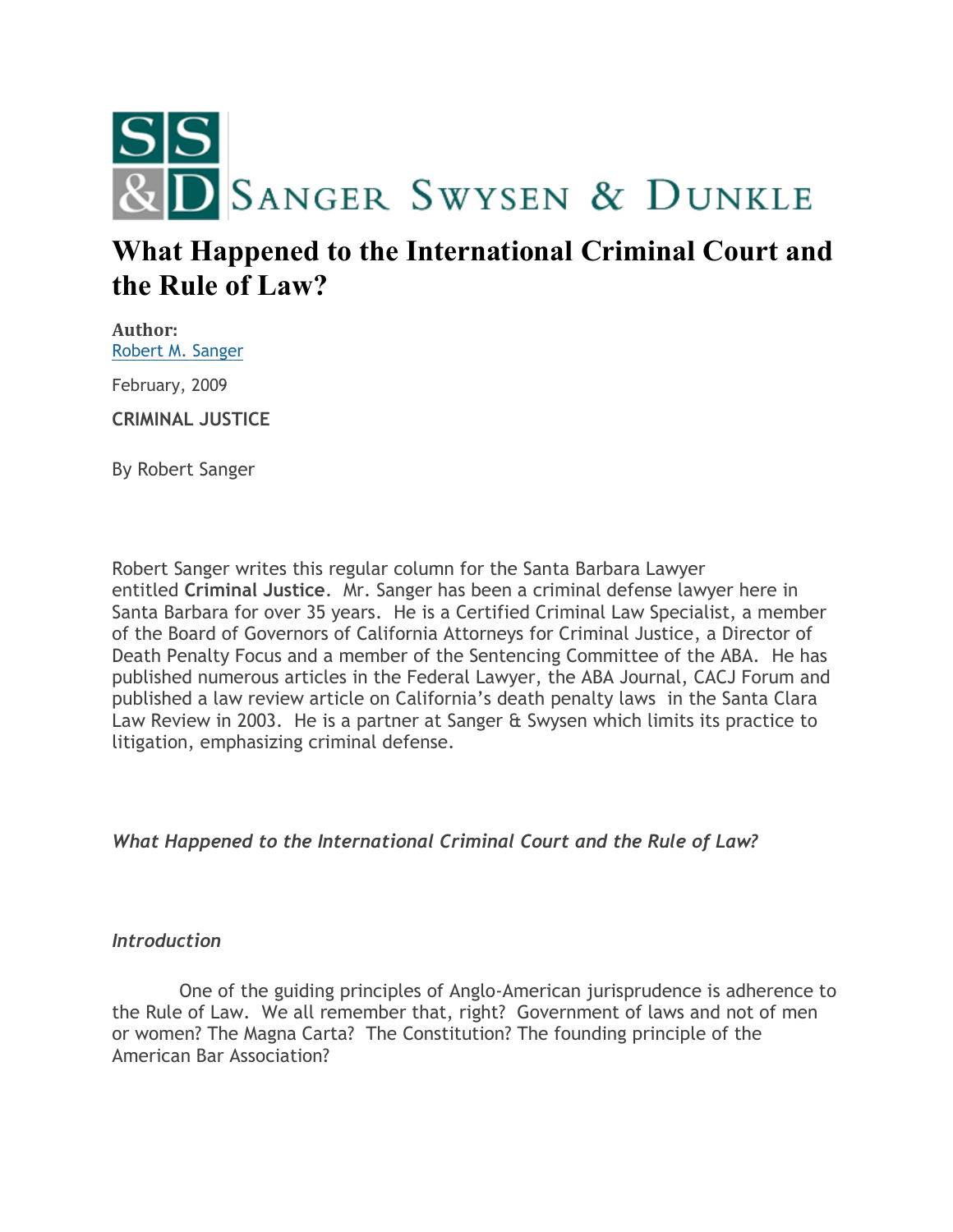SANGER SWYSEN & DUNKLE

# What Happened to the International Criminal Court and the Rule of Law?

**Author:**
Robert M. Sanger

February, 2009

**CRIMINAL JUSTICE**

By Robert Sanger

Robert Sanger writes this regular column for the Santa Barbara Lawyer entitled **Criminal Justice**. Mr. Sanger has been a criminal defense lawyer here in Santa Barbara for over 35 years. He is a Certified Criminal Law Specialist, a member of the Board of Governors of California Attorneys for Criminal Justice, a Director of Death Penalty Focus and a member of the Sentencing Committee of the ABA. He has published numerous articles in the Federal Lawyer, the ABA Journal, CACJ Forum and published a law review article on California's death penalty laws in the Santa Clara Law Review in 2003. He is a partner at Sanger & Swysen which limits its practice to litigation, emphasizing criminal defense.

*What Happened to the International Criminal Court and the Rule of Law?*

*Introduction*

One of the guiding principles of Anglo-American jurisprudence is adherence to the Rule of Law. We all remember that, right? Government of laws and not of men or women? The Magna Carta? The Constitution? The founding principle of the American Bar Association?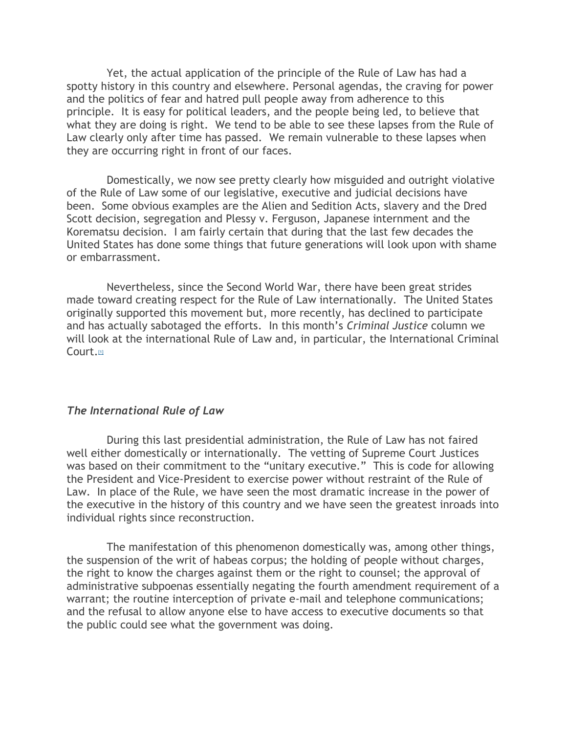Yet, the actual application of the principle of the Rule of Law has had a spotty history in this country and elsewhere. Personal agendas, the craving for power and the politics of fear and hatred pull people away from adherence to this principle. It is easy for political leaders, and the people being led, to believe that what they are doing is right. We tend to be able to see these lapses from the Rule of Law clearly only after time has passed. We remain vulnerable to these lapses when they are occurring right in front of our faces.

Domestically, we now see pretty clearly how misguided and outright violative of the Rule of Law some of our legislative, executive and judicial decisions have been. Some obvious examples are the Alien and Sedition Acts, slavery and the Dred Scott decision, segregation and Plessy v. Ferguson, Japanese internment and the Korematsu decision. I am fairly certain that during that the last few decades the United States has done some things that future generations will look upon with shame or embarrassment.

Nevertheless, since the Second World War, there have been great strides made toward creating respect for the Rule of Law internationally. The United States originally supported this movement but, more recently, has declined to participate and has actually sabotaged the efforts. In this month's *Criminal Justice* column we will look at the international Rule of Law and, in particular, the International Criminal Court.[1]

### *The International Rule of Law*

During this last presidential administration, the Rule of Law has not faired well either domestically or internationally. The vetting of Supreme Court Justices was based on their commitment to the "unitary executive." This is code for allowing the President and Vice-President to exercise power without restraint of the Rule of Law. In place of the Rule, we have seen the most dramatic increase in the power of the executive in the history of this country and we have seen the greatest inroads into individual rights since reconstruction.

The manifestation of this phenomenon domestically was, among other things, the suspension of the writ of habeas corpus; the holding of people without charges, the right to know the charges against them or the right to counsel; the approval of administrative subpoenas essentially negating the fourth amendment requirement of a warrant; the routine interception of private e-mail and telephone communications; and the refusal to allow anyone else to have access to executive documents so that the public could see what the government was doing.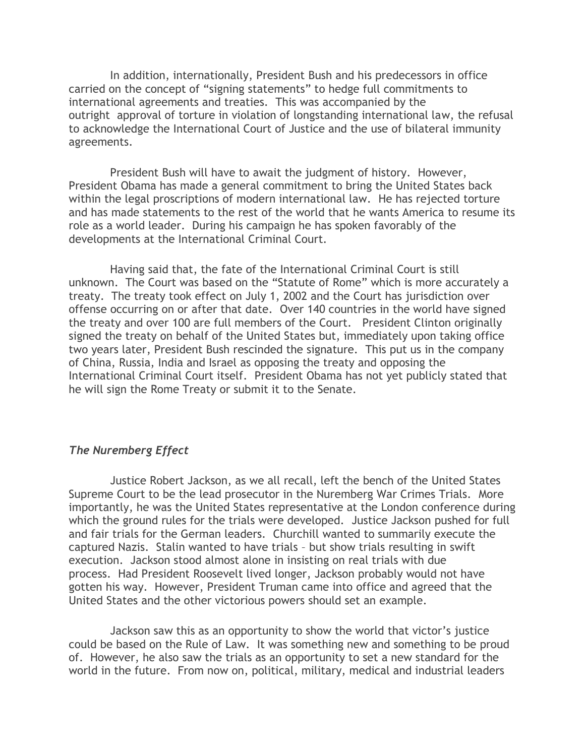In addition, internationally, President Bush and his predecessors in office carried on the concept of "signing statements" to hedge full commitments to international agreements and treaties. This was accompanied by the outright approval of torture in violation of longstanding international law, the refusal to acknowledge the International Court of Justice and the use of bilateral immunity agreements.

President Bush will have to await the judgment of history. However, President Obama has made a general commitment to bring the United States back within the legal proscriptions of modern international law. He has rejected torture and has made statements to the rest of the world that he wants America to resume its role as a world leader. During his campaign he has spoken favorably of the developments at the International Criminal Court.

Having said that, the fate of the International Criminal Court is still unknown. The Court was based on the "Statute of Rome" which is more accurately a treaty. The treaty took effect on July 1, 2002 and the Court has jurisdiction over offense occurring on or after that date. Over 140 countries in the world have signed the treaty and over 100 are full members of the Court. President Clinton originally signed the treaty on behalf of the United States but, immediately upon taking office two years later, President Bush rescinded the signature. This put us in the company of China, Russia, India and Israel as opposing the treaty and opposing the International Criminal Court itself. President Obama has not yet publicly stated that he will sign the Rome Treaty or submit it to the Senate.

### *The Nuremberg Effect*

Justice Robert Jackson, as we all recall, left the bench of the United States Supreme Court to be the lead prosecutor in the Nuremberg War Crimes Trials. More importantly, he was the United States representative at the London conference during which the ground rules for the trials were developed. Justice Jackson pushed for full and fair trials for the German leaders. Churchill wanted to summarily execute the captured Nazis. Stalin wanted to have trials – but show trials resulting in swift execution. Jackson stood almost alone in insisting on real trials with due process. Had President Roosevelt lived longer, Jackson probably would not have gotten his way. However, President Truman came into office and agreed that the United States and the other victorious powers should set an example.

Jackson saw this as an opportunity to show the world that victor's justice could be based on the Rule of Law. It was something new and something to be proud of. However, he also saw the trials as an opportunity to set a new standard for the world in the future. From now on, political, military, medical and industrial leaders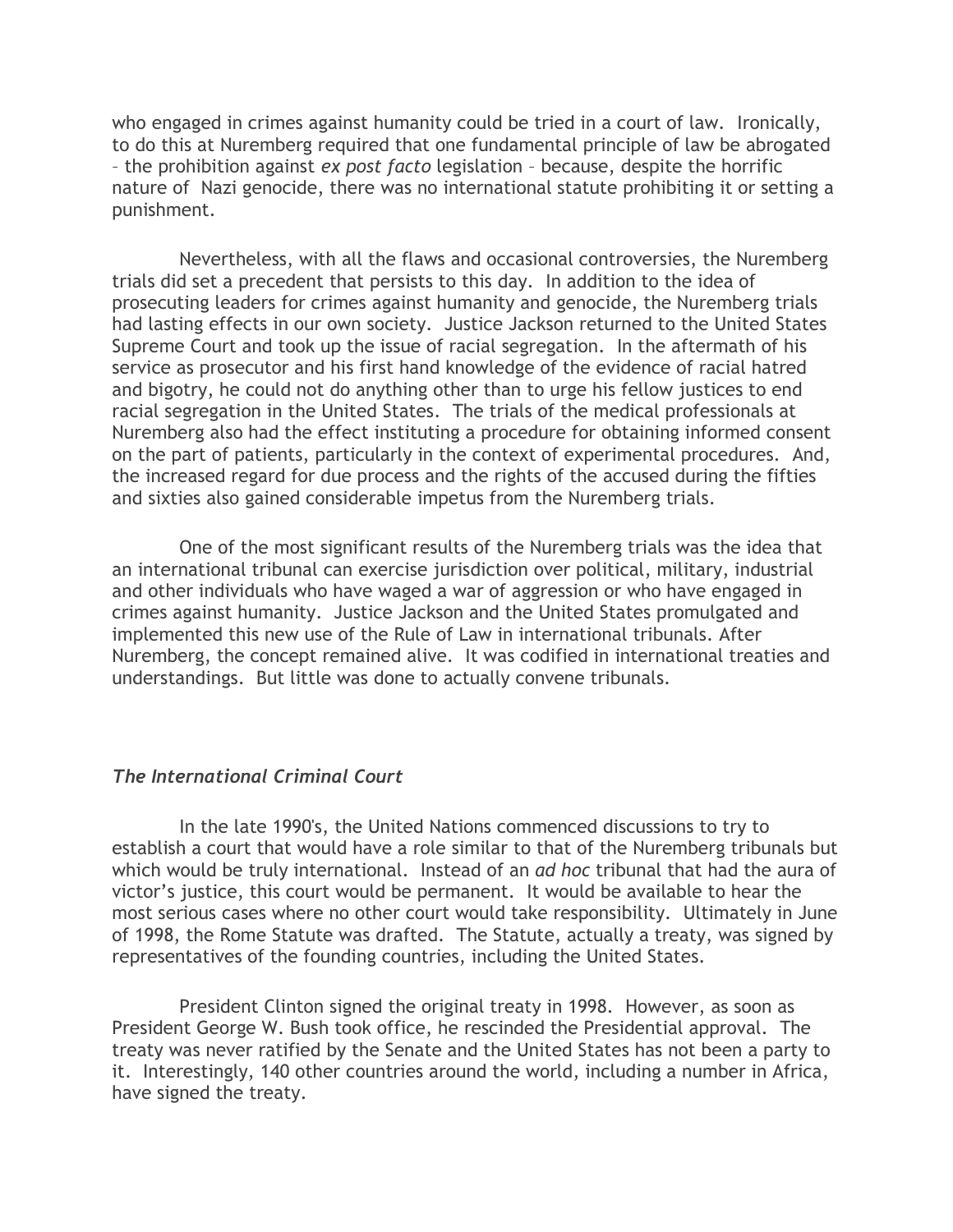who engaged in crimes against humanity could be tried in a court of law. Ironically, to do this at Nuremberg required that one fundamental principle of law be abrogated – the prohibition against *ex post facto* legislation – because, despite the horrific nature of Nazi genocide, there was no international statute prohibiting it or setting a punishment.

Nevertheless, with all the flaws and occasional controversies, the Nuremberg trials did set a precedent that persists to this day. In addition to the idea of prosecuting leaders for crimes against humanity and genocide, the Nuremberg trials had lasting effects in our own society. Justice Jackson returned to the United States Supreme Court and took up the issue of racial segregation. In the aftermath of his service as prosecutor and his first hand knowledge of the evidence of racial hatred and bigotry, he could not do anything other than to urge his fellow justices to end racial segregation in the United States. The trials of the medical professionals at Nuremberg also had the effect instituting a procedure for obtaining informed consent on the part of patients, particularly in the context of experimental procedures. And, the increased regard for due process and the rights of the accused during the fifties and sixties also gained considerable impetus from the Nuremberg trials.

One of the most significant results of the Nuremberg trials was the idea that an international tribunal can exercise jurisdiction over political, military, industrial and other individuals who have waged a war of aggression or who have engaged in crimes against humanity. Justice Jackson and the United States promulgated and implemented this new use of the Rule of Law in international tribunals. After Nuremberg, the concept remained alive. It was codified in international treaties and understandings. But little was done to actually convene tribunals.

### *The International Criminal Court*

In the late 1990's, the United Nations commenced discussions to try to establish a court that would have a role similar to that of the Nuremberg tribunals but which would be truly international. Instead of an *ad hoc* tribunal that had the aura of victor's justice, this court would be permanent. It would be available to hear the most serious cases where no other court would take responsibility. Ultimately in June of 1998, the Rome Statute was drafted. The Statute, actually a treaty, was signed by representatives of the founding countries, including the United States.

President Clinton signed the original treaty in 1998. However, as soon as President George W. Bush took office, he rescinded the Presidential approval. The treaty was never ratified by the Senate and the United States has not been a party to it. Interestingly, 140 other countries around the world, including a number in Africa, have signed the treaty.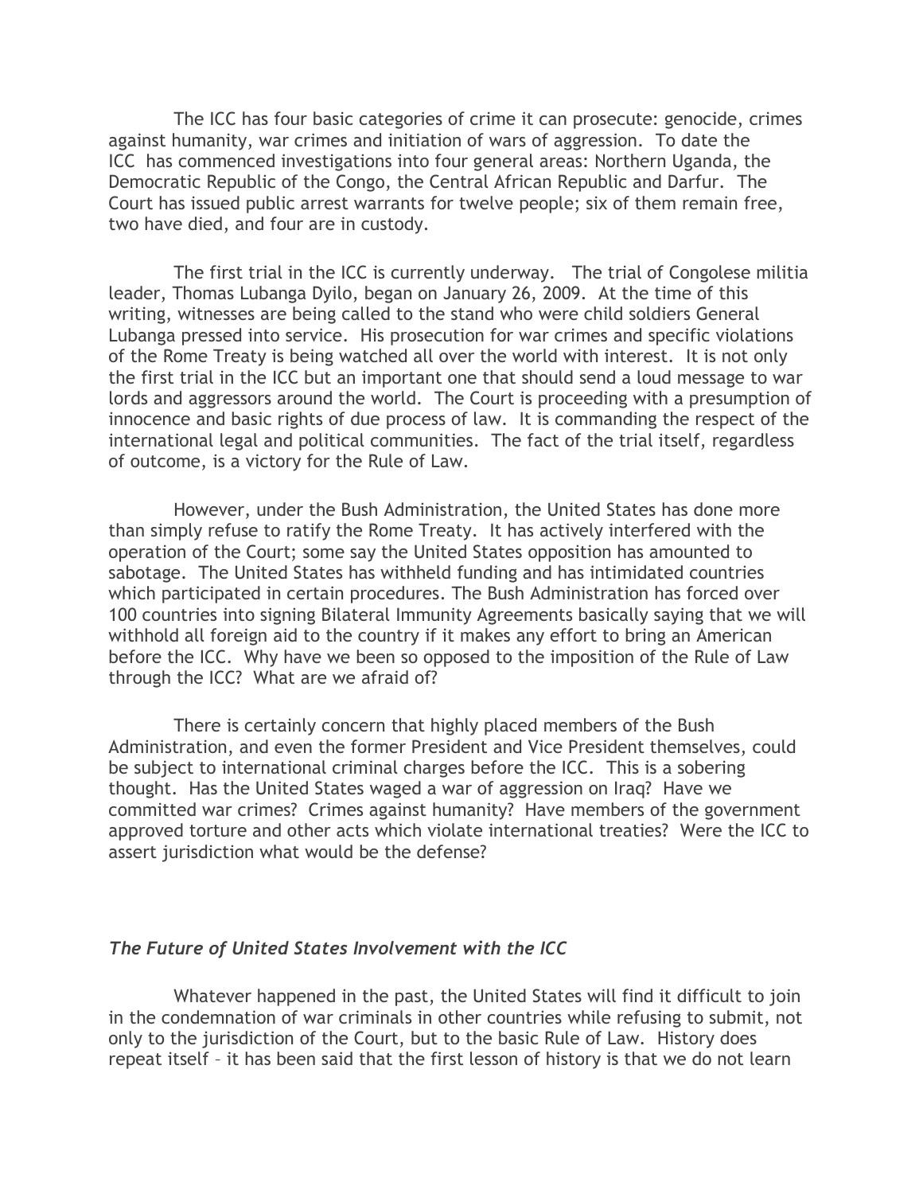The ICC has four basic categories of crime it can prosecute: genocide, crimes against humanity, war crimes and initiation of wars of aggression. To date the ICC has commenced investigations into four general areas: Northern Uganda, the Democratic Republic of the Congo, the Central African Republic and Darfur. The Court has issued public arrest warrants for twelve people; six of them remain free, two have died, and four are in custody.

The first trial in the ICC is currently underway. The trial of Congolese militia leader, Thomas Lubanga Dyilo, began on January 26, 2009. At the time of this writing, witnesses are being called to the stand who were child soldiers General Lubanga pressed into service. His prosecution for war crimes and specific violations of the Rome Treaty is being watched all over the world with interest. It is not only the first trial in the ICC but an important one that should send a loud message to war lords and aggressors around the world. The Court is proceeding with a presumption of innocence and basic rights of due process of law. It is commanding the respect of the international legal and political communities. The fact of the trial itself, regardless of outcome, is a victory for the Rule of Law.

However, under the Bush Administration, the United States has done more than simply refuse to ratify the Rome Treaty. It has actively interfered with the operation of the Court; some say the United States opposition has amounted to sabotage. The United States has withheld funding and has intimidated countries which participated in certain procedures. The Bush Administration has forced over 100 countries into signing Bilateral Immunity Agreements basically saying that we will withhold all foreign aid to the country if it makes any effort to bring an American before the ICC. Why have we been so opposed to the imposition of the Rule of Law through the ICC? What are we afraid of?

There is certainly concern that highly placed members of the Bush Administration, and even the former President and Vice President themselves, could be subject to international criminal charges before the ICC. This is a sobering thought. Has the United States waged a war of aggression on Iraq? Have we committed war crimes? Crimes against humanity? Have members of the government approved torture and other acts which violate international treaties? Were the ICC to assert jurisdiction what would be the defense?

### *The Future of United States Involvement with the ICC*

Whatever happened in the past, the United States will find it difficult to join in the condemnation of war criminals in other countries while refusing to submit, not only to the jurisdiction of the Court, but to the basic Rule of Law. History does repeat itself – it has been said that the first lesson of history is that we do not learn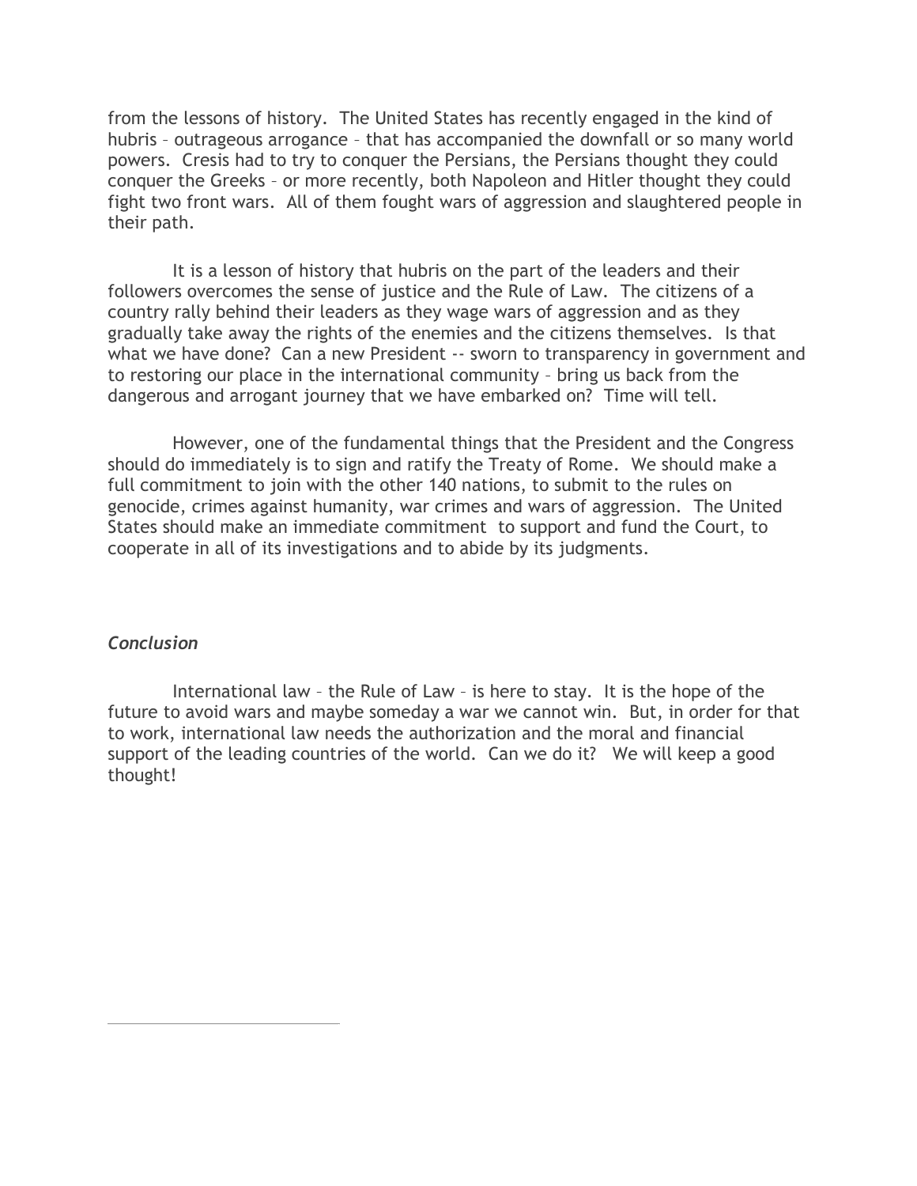from the lessons of history. The United States has recently engaged in the kind of hubris – outrageous arrogance – that has accompanied the downfall or so many world powers. Cresis had to try to conquer the Persians, the Persians thought they could conquer the Greeks – or more recently, both Napoleon and Hitler thought they could fight two front wars. All of them fought wars of aggression and slaughtered people in their path.

It is a lesson of history that hubris on the part of the leaders and their followers overcomes the sense of justice and the Rule of Law. The citizens of a country rally behind their leaders as they wage wars of aggression and as they gradually take away the rights of the enemies and the citizens themselves. Is that what we have done? Can a new President -- sworn to transparency in government and to restoring our place in the international community – bring us back from the dangerous and arrogant journey that we have embarked on? Time will tell.

However, one of the fundamental things that the President and the Congress should do immediately is to sign and ratify the Treaty of Rome. We should make a full commitment to join with the other 140 nations, to submit to the rules on genocide, crimes against humanity, war crimes and wars of aggression. The United States should make an immediate commitment to support and fund the Court, to cooperate in all of its investigations and to abide by its judgments.

### *Conclusion*

International law – the Rule of Law – is here to stay. It is the hope of the future to avoid wars and maybe someday a war we cannot win. But, in order for that to work, international law needs the authorization and the moral and financial support of the leading countries of the world. Can we do it? We will keep a good thought!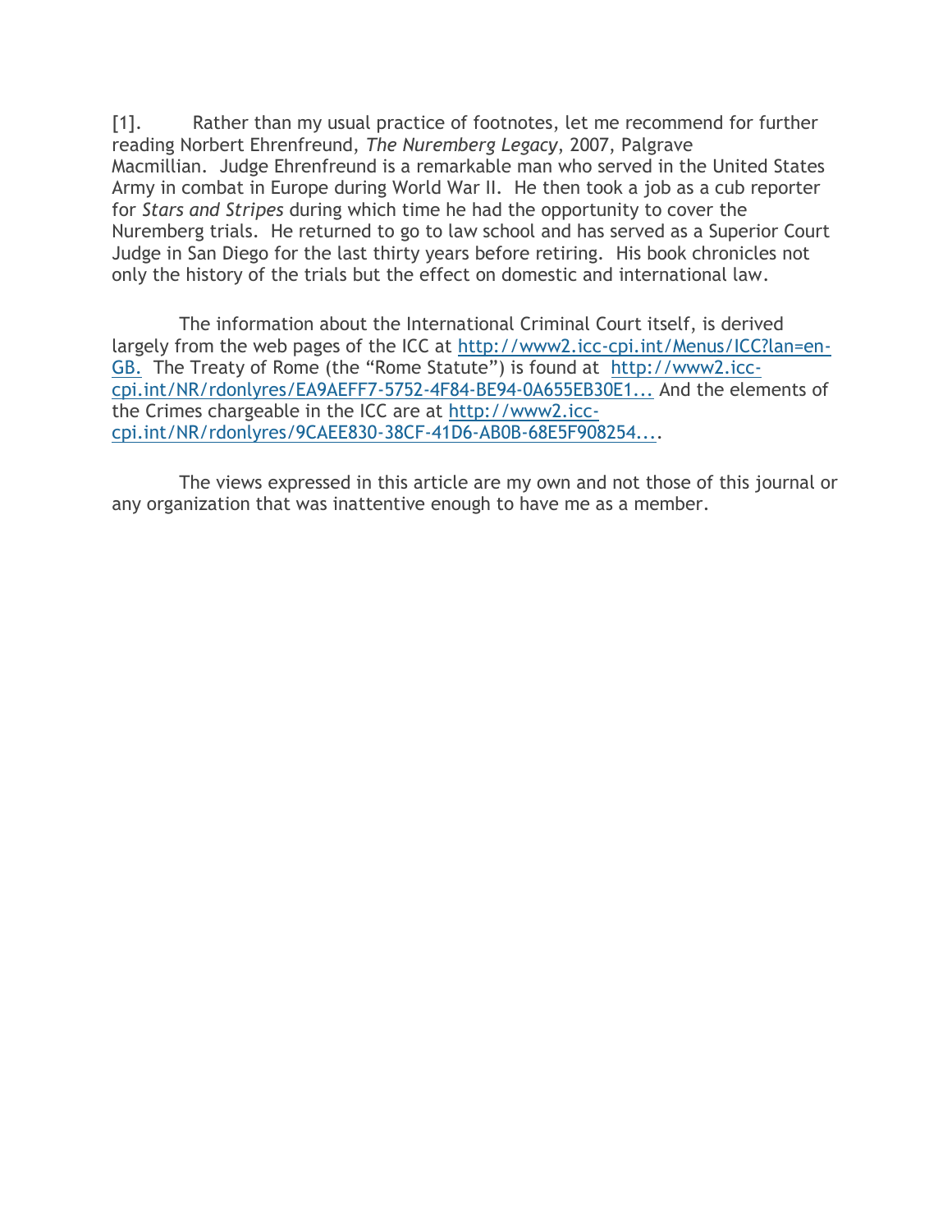[1]. Rather than my usual practice of footnotes, let me recommend for further reading Norbert Ehrenfreund, *The Nuremberg Legacy*, 2007, Palgrave Macmillian. Judge Ehrenfreund is a remarkable man who served in the United States Army in combat in Europe during World War II. He then took a job as a cub reporter for *Stars and Stripes* during which time he had the opportunity to cover the Nuremberg trials. He returned to go to law school and has served as a Superior Court Judge in San Diego for the last thirty years before retiring. His book chronicles not only the history of the trials but the effect on domestic and international law.

The information about the International Criminal Court itself, is derived largely from the web pages of the ICC at http://www2.icc-cpi.int/Menus/ICC?lan=en-GB. The Treaty of Rome (the "Rome Statute") is found at http://www2.icc-cpi.int/NR/rdonlyres/EA9AEFF7-5752-4F84-BE94-0A655EB30E1... And the elements of the Crimes chargeable in the ICC are at http://www2.icc-cpi.int/NR/rdonlyres/9CAEE830-38CF-41D6-AB0B-68E5F908254....

The views expressed in this article are my own and not those of this journal or any organization that was inattentive enough to have me as a member.